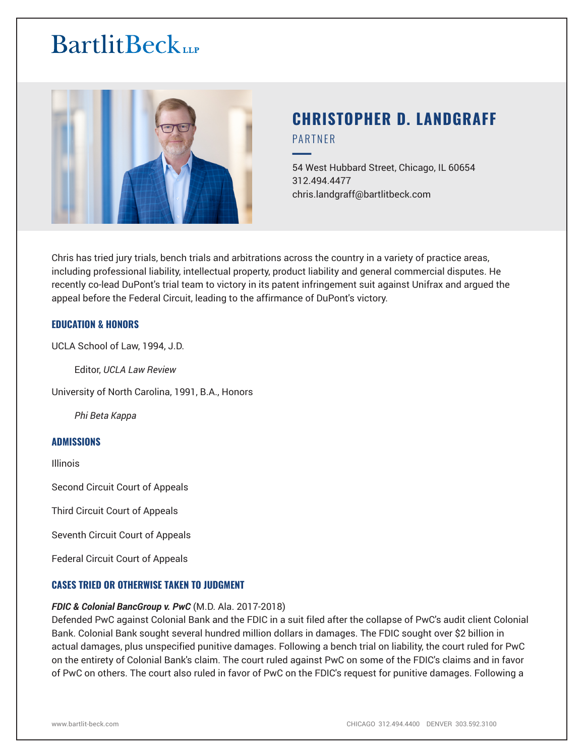BartlitBeck LLP

# CHRISTOPHER D. LANDGRAFF

PARTNER

54 West Hubbard Street, Chicago, IL 60654
312.494.4477
chris.landgraff@bartlitbeck.com

Chris has tried jury trials, bench trials and arbitrations across the country in a variety of practice areas, including professional liability, intellectual property, product liability and general commercial disputes. He recently co-lead DuPont's trial team to victory in its patent infringement suit against Unifrax and argued the appeal before the Federal Circuit, leading to the affirmance of DuPont's victory.

## EDUCATION & HONORS

UCLA School of Law, 1994, J.D.

Editor, *UCLA Law Review*

University of North Carolina, 1991, B.A., Honors

*Phi Beta Kappa*

## ADMISSIONS

Illinois

Second Circuit Court of Appeals

Third Circuit Court of Appeals

Seventh Circuit Court of Appeals

Federal Circuit Court of Appeals

## CASES TRIED OR OTHERWISE TAKEN TO JUDGMENT

***FDIC & Colonial BancGroup v. PwC*** (M.D. Ala. 2017-2018)
Defended PwC against Colonial Bank and the FDIC in a suit filed after the collapse of PwC's audit client Colonial Bank. Colonial Bank sought several hundred million dollars in damages. The FDIC sought over $2 billion in actual damages, plus unspecified punitive damages. Following a bench trial on liability, the court ruled for PwC on the entirety of Colonial Bank's claim. The court ruled against PwC on some of the FDIC's claims and in favor of PwC on others. The court also ruled in favor of PwC on the FDIC's request for punitive damages. Following a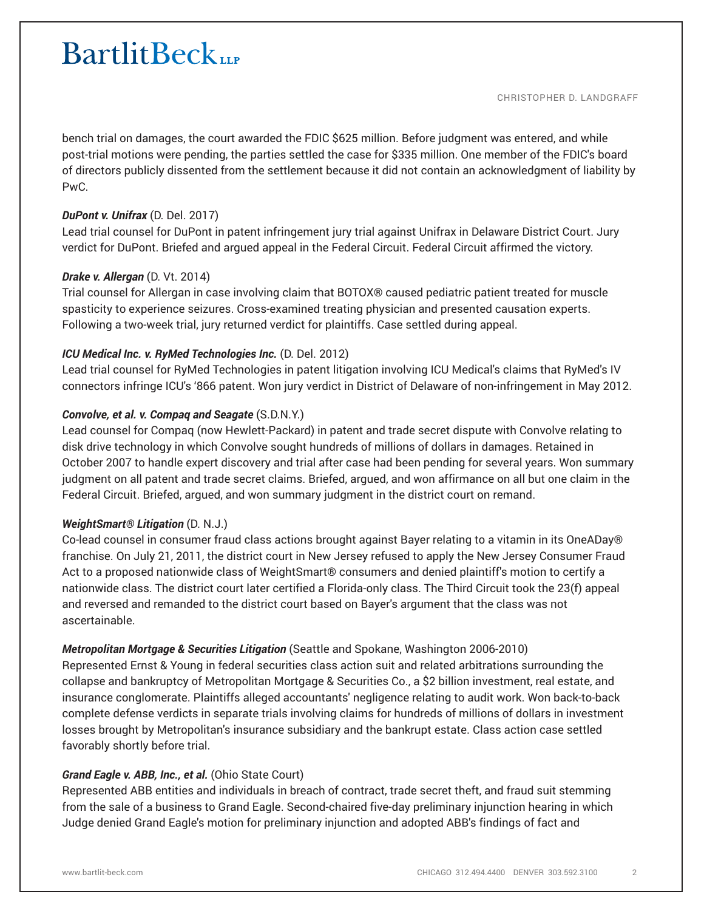bench trial on damages, the court awarded the FDIC $625 million. Before judgment was entered, and while post-trial motions were pending, the parties settled the case for $335 million. One member of the FDIC's board of directors publicly dissented from the settlement because it did not contain an acknowledgment of liability by PwC.

***DuPont v. Unifrax*** (D. Del. 2017)
Lead trial counsel for DuPont in patent infringement jury trial against Unifrax in Delaware District Court. Jury verdict for DuPont. Briefed and argued appeal in the Federal Circuit. Federal Circuit affirmed the victory.

***Drake v. Allergan*** (D. Vt. 2014)
Trial counsel for Allergan in case involving claim that BOTOX® caused pediatric patient treated for muscle spasticity to experience seizures. Cross-examined treating physician and presented causation experts. Following a two-week trial, jury returned verdict for plaintiffs. Case settled during appeal.

***ICU Medical Inc. v. RyMed Technologies Inc.*** (D. Del. 2012)
Lead trial counsel for RyMed Technologies in patent litigation involving ICU Medical's claims that RyMed's IV connectors infringe ICU's '866 patent. Won jury verdict in District of Delaware of non-infringement in May 2012.

***Convolve, et al. v. Compaq and Seagate*** (S.D.N.Y.)
Lead counsel for Compaq (now Hewlett-Packard) in patent and trade secret dispute with Convolve relating to disk drive technology in which Convolve sought hundreds of millions of dollars in damages. Retained in October 2007 to handle expert discovery and trial after case had been pending for several years. Won summary judgment on all patent and trade secret claims. Briefed, argued, and won affirmance on all but one claim in the Federal Circuit. Briefed, argued, and won summary judgment in the district court on remand.

***WeightSmart® Litigation*** (D. N.J.)
Co-lead counsel in consumer fraud class actions brought against Bayer relating to a vitamin in its OneADay® franchise. On July 21, 2011, the district court in New Jersey refused to apply the New Jersey Consumer Fraud Act to a proposed nationwide class of WeightSmart® consumers and denied plaintiff's motion to certify a nationwide class. The district court later certified a Florida-only class. The Third Circuit took the 23(f) appeal and reversed and remanded to the district court based on Bayer's argument that the class was not ascertainable.

***Metropolitan Mortgage & Securities Litigation*** (Seattle and Spokane, Washington 2006-2010)
Represented Ernst & Young in federal securities class action suit and related arbitrations surrounding the collapse and bankruptcy of Metropolitan Mortgage & Securities Co., a $2 billion investment, real estate, and insurance conglomerate. Plaintiffs alleged accountants' negligence relating to audit work. Won back-to-back complete defense verdicts in separate trials involving claims for hundreds of millions of dollars in investment losses brought by Metropolitan's insurance subsidiary and the bankrupt estate. Class action case settled favorably shortly before trial.

***Grand Eagle v. ABB, Inc., et al.*** (Ohio State Court)
Represented ABB entities and individuals in breach of contract, trade secret theft, and fraud suit stemming from the sale of a business to Grand Eagle. Second-chaired five-day preliminary injunction hearing in which Judge denied Grand Eagle's motion for preliminary injunction and adopted ABB's findings of fact and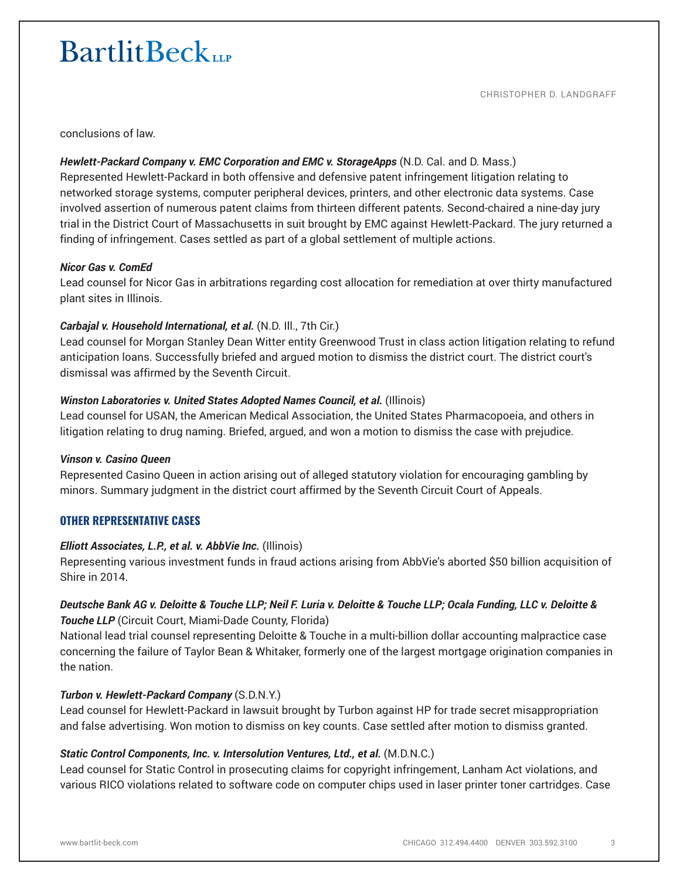conclusions of law.

***Hewlett-Packard Company v. EMC Corporation and EMC v. StorageApps*** (N.D. Cal. and D. Mass.)
Represented Hewlett-Packard in both offensive and defensive patent infringement litigation relating to networked storage systems, computer peripheral devices, printers, and other electronic data systems. Case involved assertion of numerous patent claims from thirteen different patents. Second-chaired a nine-day jury trial in the District Court of Massachusetts in suit brought by EMC against Hewlett-Packard. The jury returned a finding of infringement. Cases settled as part of a global settlement of multiple actions.

***Nicor Gas v. ComEd***
Lead counsel for Nicor Gas in arbitrations regarding cost allocation for remediation at over thirty manufactured plant sites in Illinois.

***Carbajal v. Household International, et al.*** (N.D. Ill., 7th Cir.)
Lead counsel for Morgan Stanley Dean Witter entity Greenwood Trust in class action litigation relating to refund anticipation loans. Successfully briefed and argued motion to dismiss the district court. The district court's dismissal was affirmed by the Seventh Circuit.

***Winston Laboratories v. United States Adopted Names Council, et al.*** (Illinois)
Lead counsel for USAN, the American Medical Association, the United States Pharmacopoeia, and others in litigation relating to drug naming. Briefed, argued, and won a motion to dismiss the case with prejudice.

***Vinson v. Casino Queen***
Represented Casino Queen in action arising out of alleged statutory violation for encouraging gambling by minors. Summary judgment in the district court affirmed by the Seventh Circuit Court of Appeals.

## OTHER REPRESENTATIVE CASES

***Elliott Associates, L.P., et al. v. AbbVie Inc.*** (Illinois)
Representing various investment funds in fraud actions arising from AbbVie's aborted $50 billion acquisition of Shire in 2014.

***Deutsche Bank AG v. Deloitte & Touche LLP; Neil F. Luria v. Deloitte & Touche LLP; Ocala Funding, LLC v. Deloitte & Touche LLP*** (Circuit Court, Miami-Dade County, Florida)
National lead trial counsel representing Deloitte & Touche in a multi-billion dollar accounting malpractice case concerning the failure of Taylor Bean & Whitaker, formerly one of the largest mortgage origination companies in the nation.

***Turbon v. Hewlett-Packard Company*** (S.D.N.Y.)
Lead counsel for Hewlett-Packard in lawsuit brought by Turbon against HP for trade secret misappropriation and false advertising. Won motion to dismiss on key counts. Case settled after motion to dismiss granted.

***Static Control Components, Inc. v. Intersolution Ventures, Ltd., et al.*** (M.D.N.C.)
Lead counsel for Static Control in prosecuting claims for copyright infringement, Lanham Act violations, and various RICO violations related to software code on computer chips used in laser printer toner cartridges. Case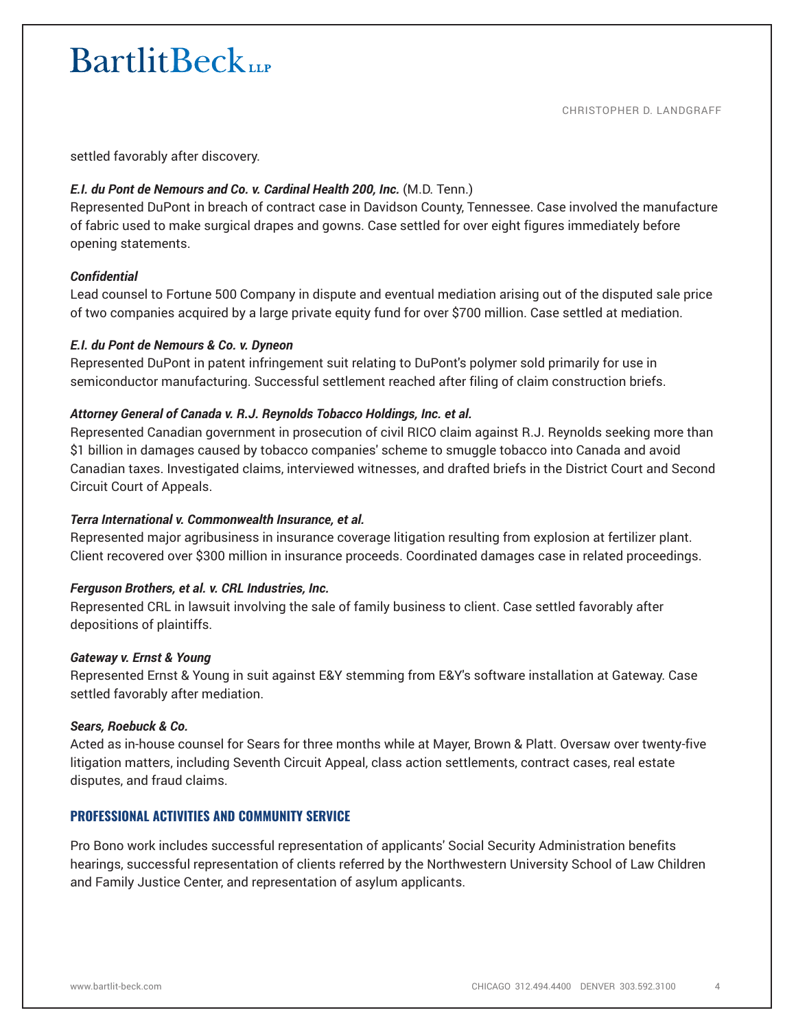settled favorably after discovery.

***E.I. du Pont de Nemours and Co. v. Cardinal Health 200, Inc.*** (M.D. Tenn.)
Represented DuPont in breach of contract case in Davidson County, Tennessee. Case involved the manufacture of fabric used to make surgical drapes and gowns. Case settled for over eight figures immediately before opening statements.

***Confidential***
Lead counsel to Fortune 500 Company in dispute and eventual mediation arising out of the disputed sale price of two companies acquired by a large private equity fund for over $700 million. Case settled at mediation.

***E.I. du Pont de Nemours & Co. v. Dyneon***
Represented DuPont in patent infringement suit relating to DuPont's polymer sold primarily for use in semiconductor manufacturing. Successful settlement reached after filing of claim construction briefs.

***Attorney General of Canada v. R.J. Reynolds Tobacco Holdings, Inc. et al.***
Represented Canadian government in prosecution of civil RICO claim against R.J. Reynolds seeking more than $1 billion in damages caused by tobacco companies' scheme to smuggle tobacco into Canada and avoid Canadian taxes. Investigated claims, interviewed witnesses, and drafted briefs in the District Court and Second Circuit Court of Appeals.

***Terra International v. Commonwealth Insurance, et al.***
Represented major agribusiness in insurance coverage litigation resulting from explosion at fertilizer plant. Client recovered over $300 million in insurance proceeds. Coordinated damages case in related proceedings.

***Ferguson Brothers, et al. v. CRL Industries, Inc.***
Represented CRL in lawsuit involving the sale of family business to client. Case settled favorably after depositions of plaintiffs.

***Gateway v. Ernst & Young***
Represented Ernst & Young in suit against E&Y stemming from E&Y's software installation at Gateway. Case settled favorably after mediation.

***Sears, Roebuck & Co.***
Acted as in-house counsel for Sears for three months while at Mayer, Brown & Platt. Oversaw over twenty-five litigation matters, including Seventh Circuit Appeal, class action settlements, contract cases, real estate disputes, and fraud claims.

## PROFESSIONAL ACTIVITIES AND COMMUNITY SERVICE

Pro Bono work includes successful representation of applicants' Social Security Administration benefits hearings, successful representation of clients referred by the Northwestern University School of Law Children and Family Justice Center, and representation of asylum applicants.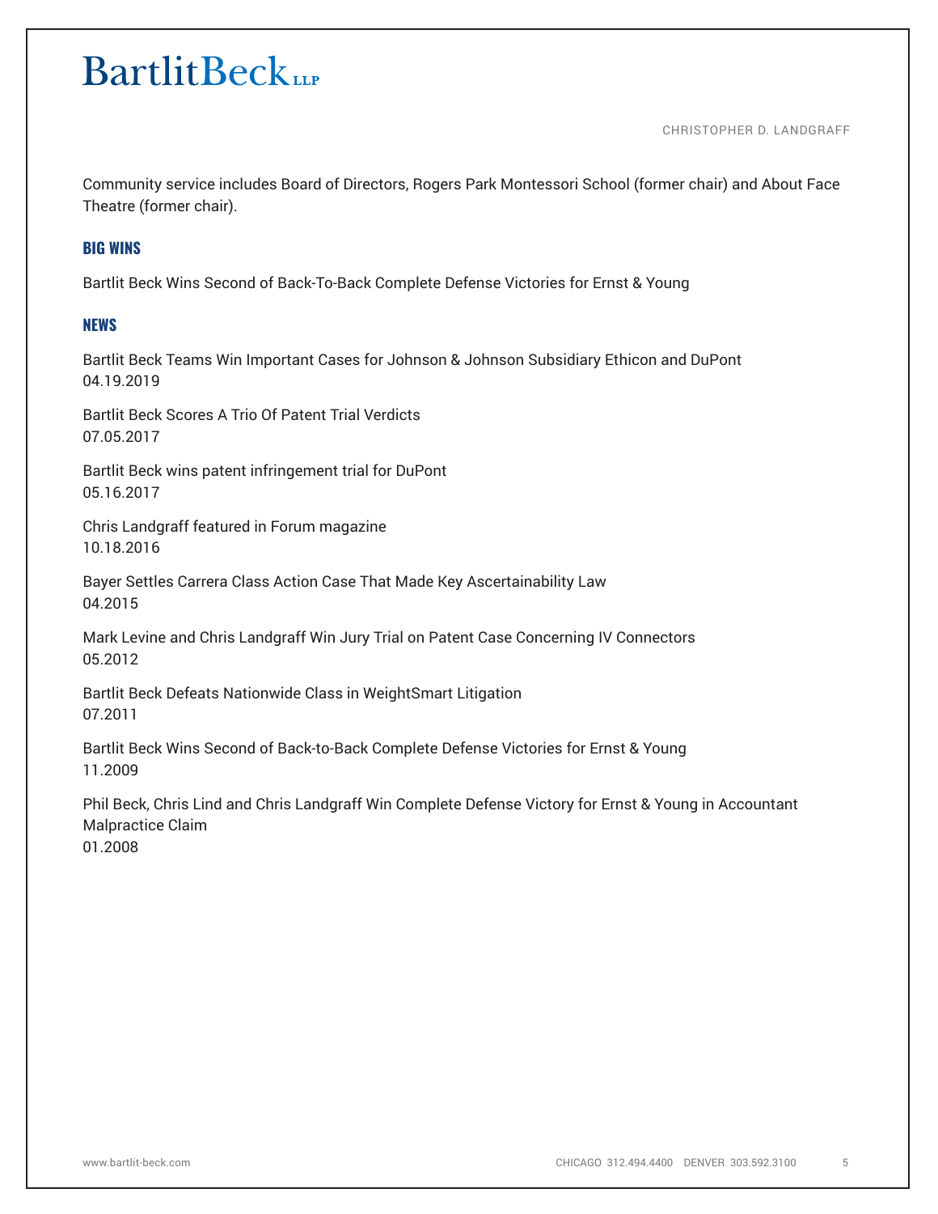Community service includes Board of Directors, Rogers Park Montessori School (former chair) and About Face Theatre (former chair).

## BIG WINS

Bartlit Beck Wins Second of Back-To-Back Complete Defense Victories for Ernst & Young

## NEWS

Bartlit Beck Teams Win Important Cases for Johnson & Johnson Subsidiary Ethicon and DuPont
04.19.2019

Bartlit Beck Scores A Trio Of Patent Trial Verdicts
07.05.2017

Bartlit Beck wins patent infringement trial for DuPont
05.16.2017

Chris Landgraff featured in Forum magazine
10.18.2016

Bayer Settles Carrera Class Action Case That Made Key Ascertainability Law
04.2015

Mark Levine and Chris Landgraff Win Jury Trial on Patent Case Concerning IV Connectors
05.2012

Bartlit Beck Defeats Nationwide Class in WeightSmart Litigation
07.2011

Bartlit Beck Wins Second of Back-to-Back Complete Defense Victories for Ernst & Young
11.2009

Phil Beck, Chris Lind and Chris Landgraff Win Complete Defense Victory for Ernst & Young in Accountant Malpractice Claim
01.2008